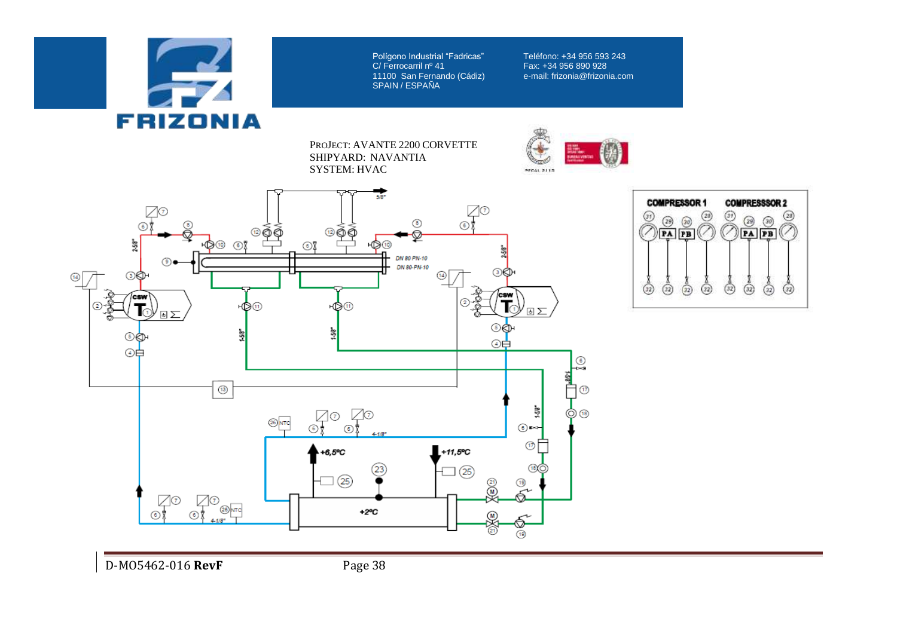Polígono Industrial "Fadricas"
C/ Ferrocarril nº 41
11100 San Fernando (Cádiz)
SPAIN / ESPAÑA

Teléfono: +34 956 593 243
Fax: +34 956 890 928
e-mail: frizonia@frizonia.com

PROJECT: AVANTE 2200 CORVETTE
SHIPYARD: NAVANTIA
SYSTEM: HVAC

D-MO5462-016 **RevF**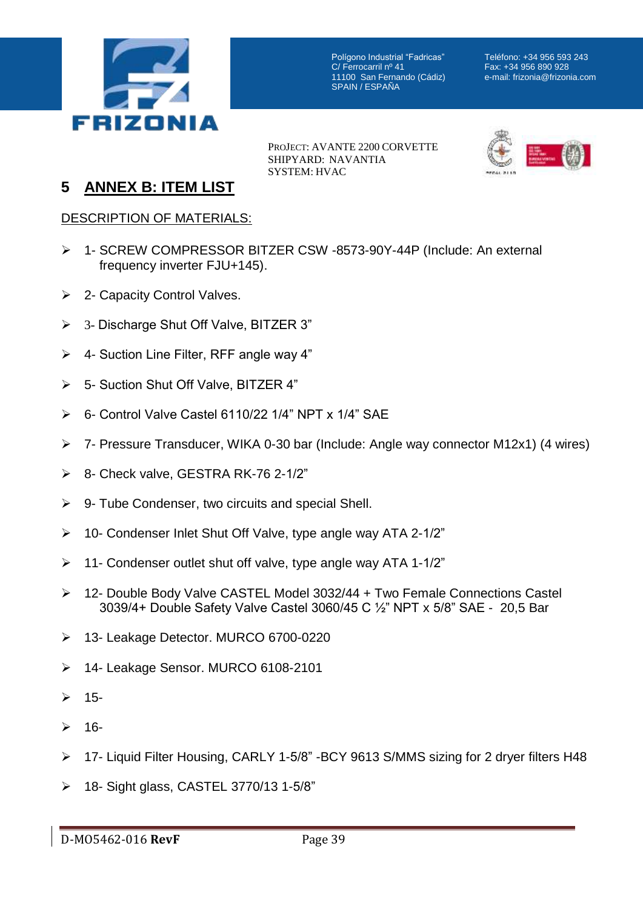# 5 ANNEX B: ITEM LIST

DESCRIPTION OF MATERIALS:

- 1- SCREW COMPRESSOR BITZER CSW -8573-90Y-44P (Include: An external frequency inverter FJU+145).
- 2- Capacity Control Valves.
- 3- Discharge Shut Off Valve, BITZER 3”
- 4- Suction Line Filter, RFF angle way 4”
- 5- Suction Shut Off Valve, BITZER 4”
- 6- Control Valve Castel 6110/22 1/4” NPT x 1/4” SAE
- 7- Pressure Transducer, WIKA 0-30 bar (Include: Angle way connector M12x1) (4 wires)
- 8- Check valve, GESTRA RK-76 2-1/2”
- 9- Tube Condenser, two circuits and special Shell.
- 10- Condenser Inlet Shut Off Valve, type angle way ATA 2-1/2”
- 11- Condenser outlet shut off valve, type angle way ATA 1-1/2”
- 12- Double Body Valve CASTEL Model 3032/44 + Two Female Connections Castel 3039/4+ Double Safety Valve Castel 3060/45 C ½” NPT x 5/8” SAE - 20,5 Bar
- 13- Leakage Detector. MURCO 6700-0220
- 14- Leakage Sensor. MURCO 6108-2101
- 15-
- 16-
- 17- Liquid Filter Housing, CARLY 1-5/8” -BCY 9613 S/MMS sizing for 2 dryer filters H48
- 18- Sight glass, CASTEL 3770/13 1-5/8”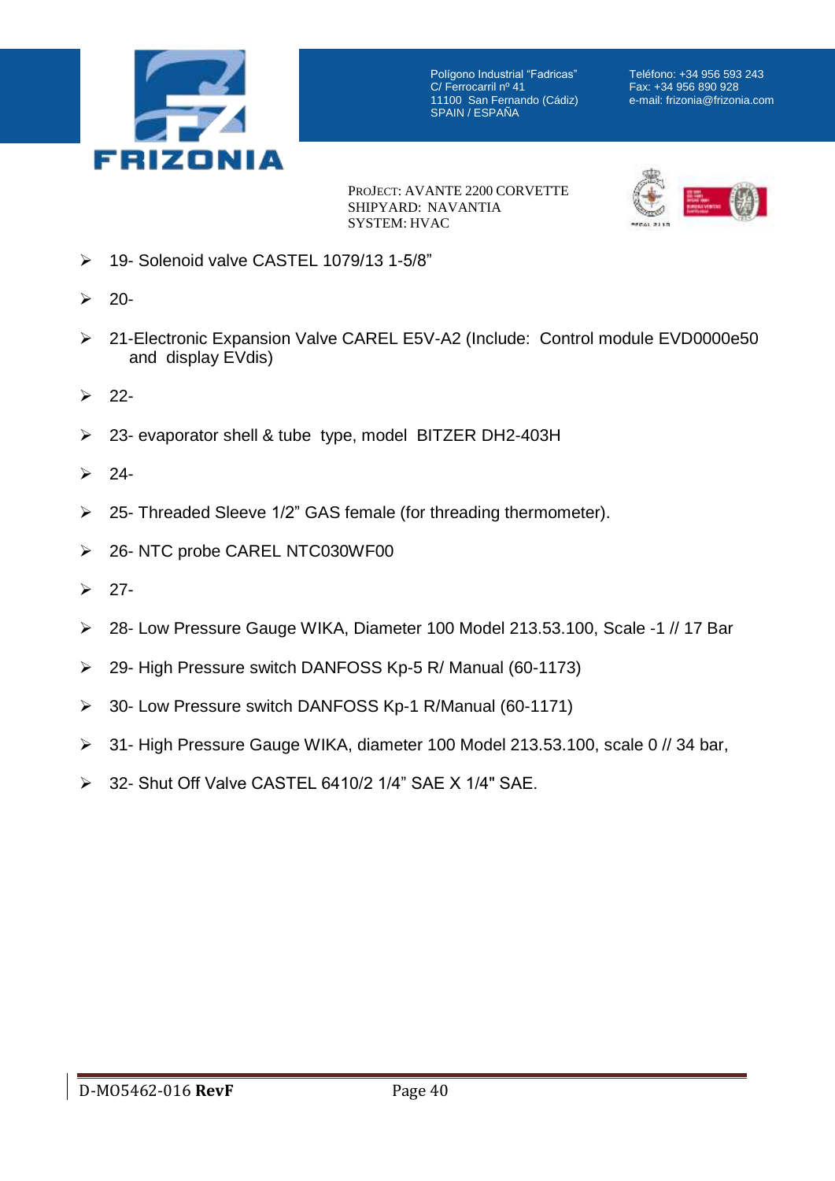- 19- Solenoid valve CASTEL 1079/13 1-5/8”
- 20-
- 21-Electronic Expansion Valve CAREL E5V-A2 (Include: Control module EVD0000e50 and display EVdis)
- 22-
- 23- evaporator shell & tube type, model BITZER DH2-403H
- 24-
- 25- Threaded Sleeve 1/2” GAS female (for threading thermometer).
- 26- NTC probe CAREL NTC030WF00
- 27-
- 28- Low Pressure Gauge WIKA, Diameter 100 Model 213.53.100, Scale -1 // 17 Bar
- 29- High Pressure switch DANFOSS Kp-5 R/ Manual (60-1173)
- 30- Low Pressure switch DANFOSS Kp-1 R/Manual (60-1171)
- 31- High Pressure Gauge WIKA, diameter 100 Model 213.53.100, scale 0 // 34 bar,
- 32- Shut Off Valve CASTEL 6410/2 1/4” SAE X 1/4" SAE.